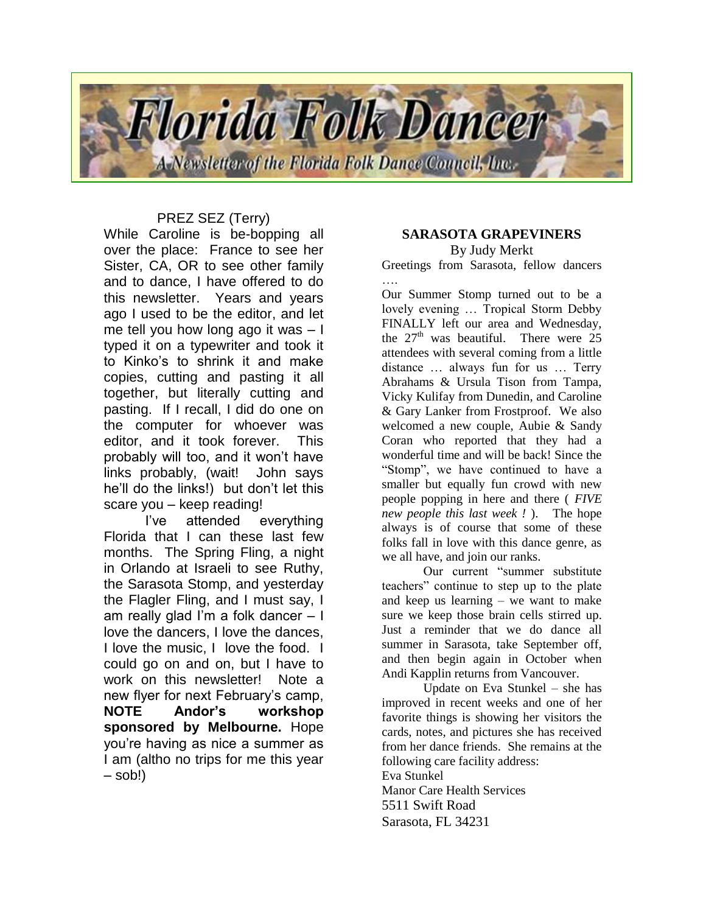# Florida Folk Dancer

A Newsletter of the Florida Folk Dance Council, Inc.

## PREZ SEZ (Terry)

While Caroline is be-bopping all over the place: France to see her Sister, CA, OR to see other family and to dance, I have offered to do this newsletter. Years and years ago I used to be the editor, and let me tell you how long ago it was – I typed it on a typewriter and took it to Kinko's to shrink it and make copies, cutting and pasting it all together, but literally cutting and pasting. If I recall, I did do one on the computer for whoever was editor, and it took forever. This probably will too, and it won't have links probably, (wait! John says he'll do the links!) but don't let this scare you – keep reading!

I've attended everything Florida that I can these last few months. The Spring Fling, a night in Orlando at Israeli to see Ruthy, the Sarasota Stomp, and yesterday the Flagler Fling, and I must say, I am really glad I'm a folk dancer – I love the dancers, I love the dances, I love the music, I love the food. I could go on and on, but I have to work on this newsletter! Note a new flyer for next February's camp, **NOTE Andor's workshop sponsored by Melbourne.** Hope you're having as nice a summer as I am (altho no trips for me this year – sob!)

## SARASOTA GRAPEVINERS

By Judy Merkt

Greetings from Sarasota, fellow dancers ….

Our Summer Stomp turned out to be a lovely evening … Tropical Storm Debby FINALLY left our area and Wednesday, the 27th was beautiful. There were 25 attendees with several coming from a little distance … always fun for us … Terry Abrahams & Ursula Tison from Tampa, Vicky Kulifay from Dunedin, and Caroline & Gary Lanker from Frostproof. We also welcomed a new couple, Aubie & Sandy Coran who reported that they had a wonderful time and will be back! Since the "Stomp", we have continued to have a smaller but equally fun crowd with new people popping in here and there ( *FIVE new people this last week !* ). The hope always is of course that some of these folks fall in love with this dance genre, as we all have, and join our ranks.

Our current "summer substitute teachers" continue to step up to the plate and keep us learning – we want to make sure we keep those brain cells stirred up. Just a reminder that we do dance all summer in Sarasota, take September off, and then begin again in October when Andi Kapplin returns from Vancouver.

Update on Eva Stunkel – she has improved in recent weeks and one of her favorite things is showing her visitors the cards, notes, and pictures she has received from her dance friends. She remains at the following care facility address:

Eva Stunkel
Manor Care Health Services
5511 Swift Road
Sarasota, FL 34231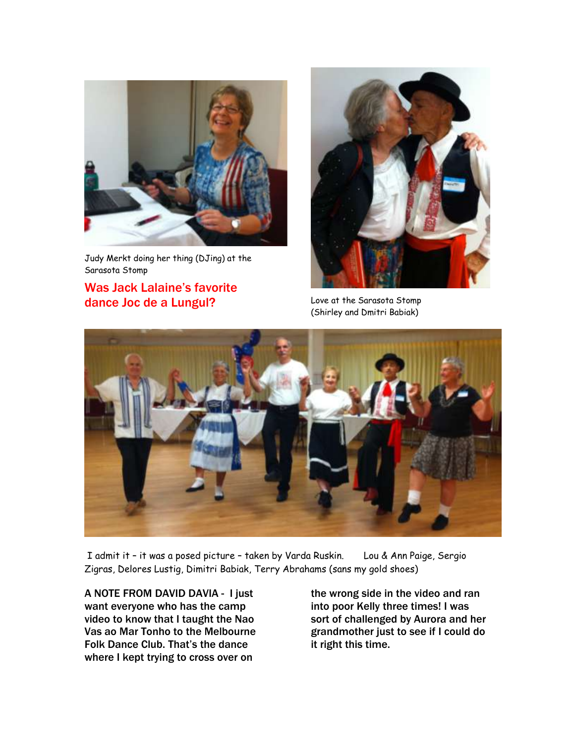Judy Merkt doing her thing (DJing) at the Sarasota Stomp

Love at the Sarasota Stomp (Shirley and Dmitri Babiak)

## Was Jack Lalaine's favorite dance Joc de a Lungul?

I admit it – it was a posed picture – taken by Varda Ruskin. Lou & Ann Paige, Sergio Zigras, Delores Lustig, Dimitri Babiak, Terry Abrahams (sans my gold shoes)

**A NOTE FROM DAVID DAVIA - I just want everyone who has the camp video to know that I taught the Nao Vas ao Mar Tonho to the Melbourne Folk Dance Club. That's the dance where I kept trying to cross over on the wrong side in the video and ran into poor Kelly three times! I was sort of challenged by Aurora and her grandmother just to see if I could do it right this time.**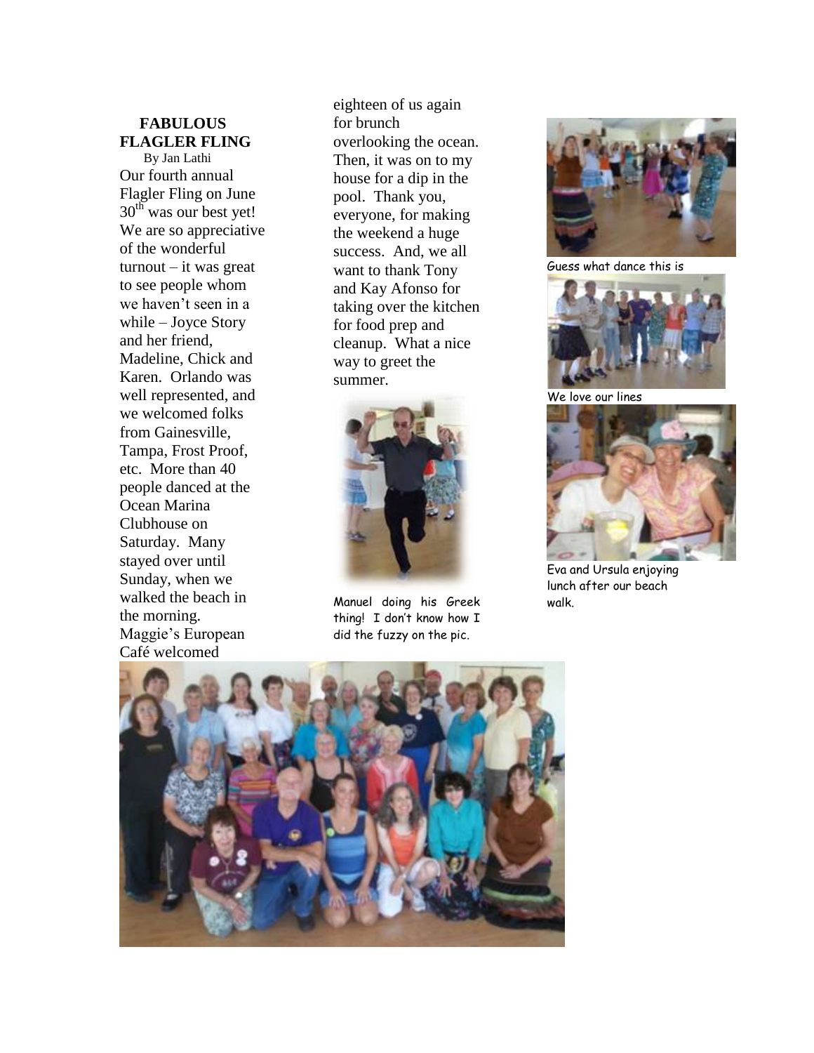## FABULOUS FLAGLER FLING

By Jan Lathi

Our fourth annual Flagler Fling on June 30th was our best yet! We are so appreciative of the wonderful turnout – it was great to see people whom we haven't seen in a while – Joyce Story and her friend, Madeline, Chick and Karen. Orlando was well represented, and we welcomed folks from Gainesville, Tampa, Frost Proof, etc. More than 40 people danced at the Ocean Marina Clubhouse on Saturday. Many stayed over until Sunday, when we walked the beach in the morning. Maggie's European Café welcomed eighteen of us again for brunch overlooking the ocean. Then, it was on to my house for a dip in the pool. Thank you, everyone, for making the weekend a huge success. And, we all want to thank Tony and Kay Afonso for taking over the kitchen for food prep and cleanup. What a nice way to greet the summer.

Manuel doing his Greek thing! I don't know how I did the fuzzy on the pic.

Guess what dance this is

We love our lines

Eva and Ursula enjoying lunch after our beach walk.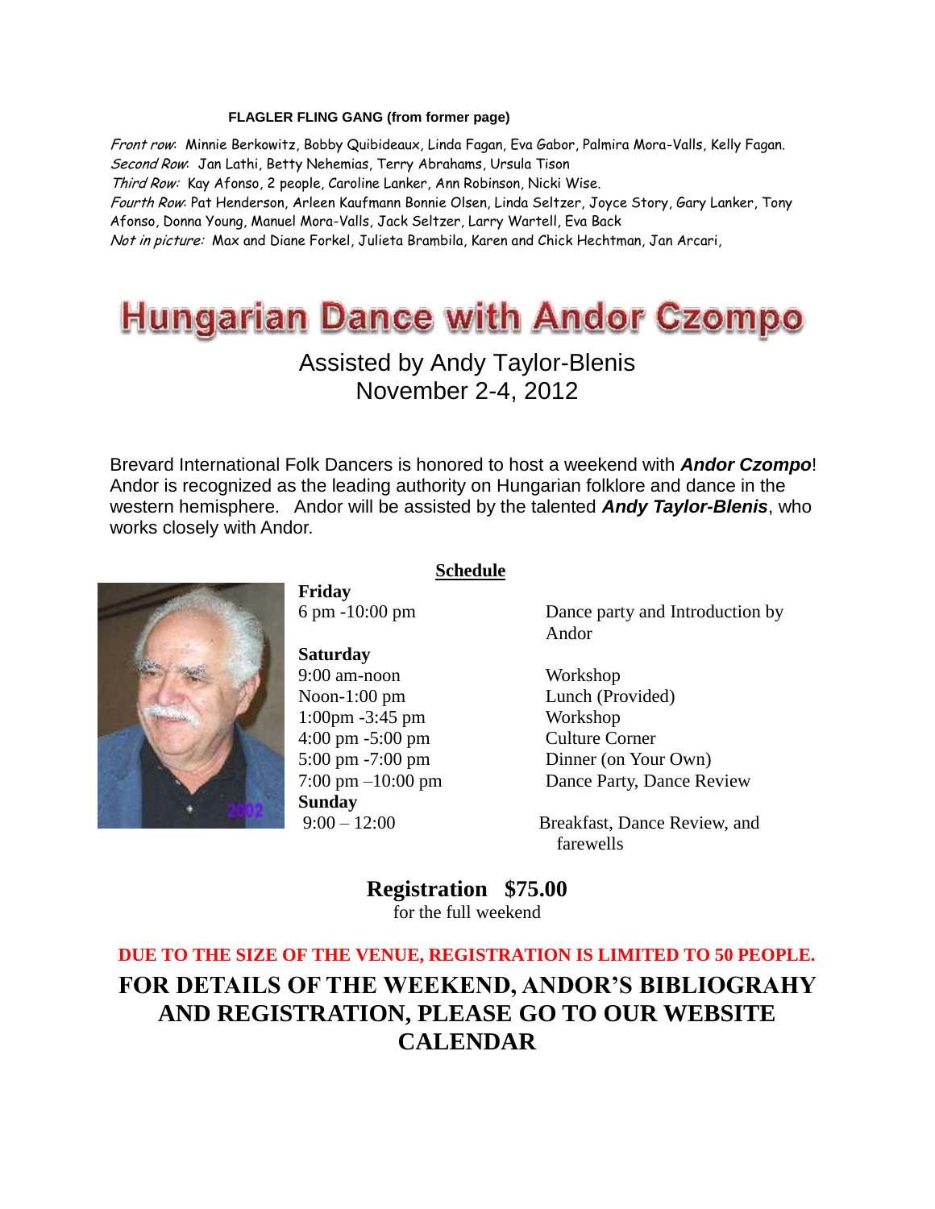**FLAGLER FLING GANG (from former page)**

*Front row*: Minnie Berkowitz, Bobby Quibideaux, Linda Fagan, Eva Gabor, Palmira Mora-Valls, Kelly Fagan.
*Second Row*: Jan Lathi, Betty Nehemias, Terry Abrahams, Ursula Tison
*Third Row:* Kay Afonso, 2 people, Caroline Lanker, Ann Robinson, Nicki Wise.
*Fourth Row*: Pat Henderson, Arleen Kaufmann Bonnie Olsen, Linda Seltzer, Joyce Story, Gary Lanker, Tony Afonso, Donna Young, Manuel Mora-Valls, Jack Seltzer, Larry Wartell, Eva Back
*Not in picture:* Max and Diane Forkel, Julieta Brambila, Karen and Chick Hechtman, Jan Arcari,

# Hungarian Dance with Andor Czompo

Assisted by Andy Taylor-Blenis
November 2-4, 2012

Brevard International Folk Dancers is honored to host a weekend with ***Andor Czompo***! Andor is recognized as the leading authority on Hungarian folklore and dance in the western hemisphere. Andor will be assisted by the talented ***Andy Taylor-Blenis***, who works closely with Andor.

**Schedule**

**Friday**

| | |
|---|---|
| 6 pm -10:00 pm | Dance party and Introduction by Andor |

**Saturday**

| | |
|---|---|
| 9:00 am-noon | Workshop |
| Noon-1:00 pm | Lunch (Provided) |
| 1:00pm -3:45 pm | Workshop |
| 4:00 pm -5:00 pm | Culture Corner |
| 5:00 pm -7:00 pm | Dinner (on Your Own) |
| 7:00 pm –10:00 pm | Dance Party, Dance Review |

**Sunday**

| | |
|---|---|
| 9:00 – 12:00 | Breakfast, Dance Review, and farewells |

**Registration $75.00**
for the full weekend

**DUE TO THE SIZE OF THE VENUE, REGISTRATION IS LIMITED TO 50 PEOPLE.**

**FOR DETAILS OF THE WEEKEND, ANDOR'S BIBLIOGRAHY AND REGISTRATION, PLEASE GO TO OUR WEBSITE CALENDAR**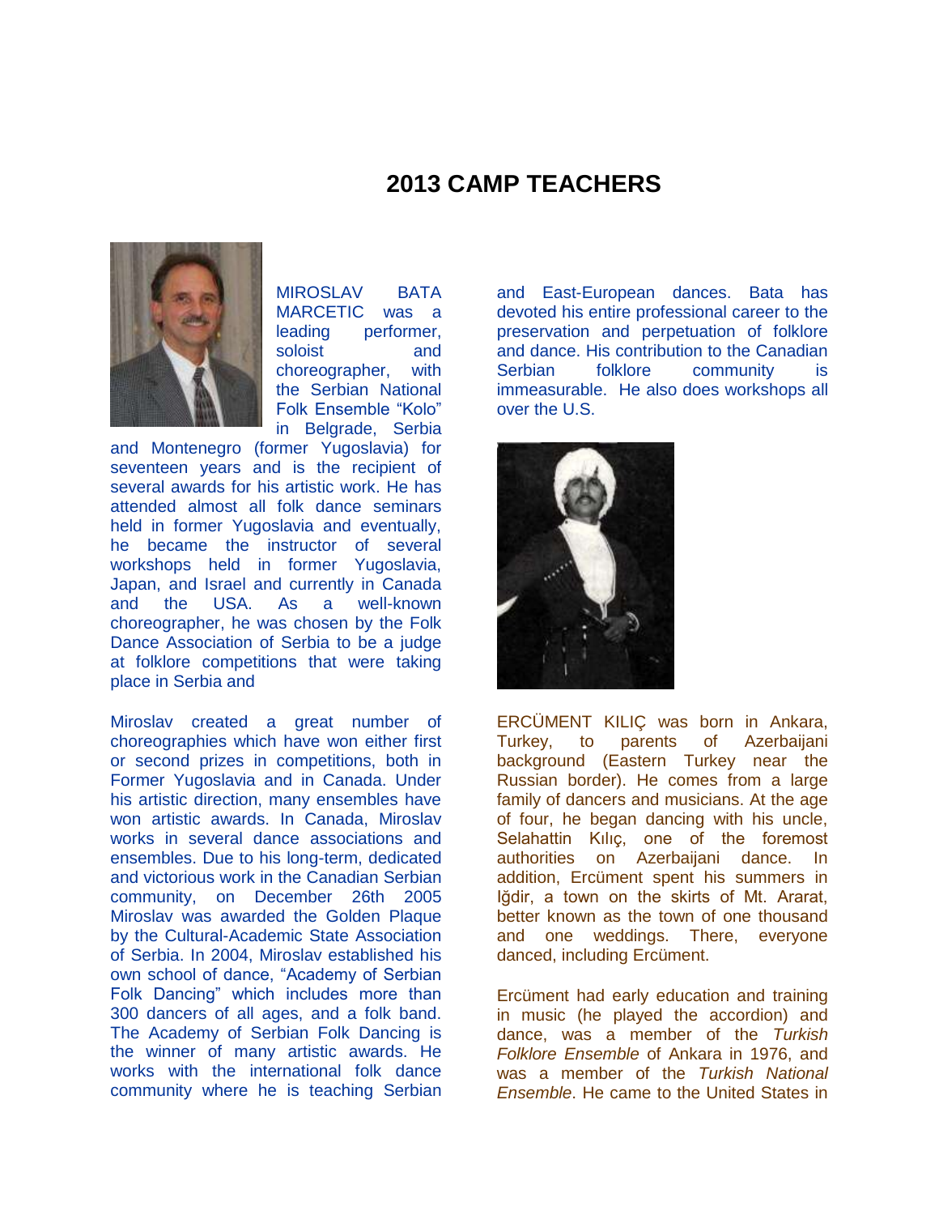# 2013 CAMP TEACHERS

MIROSLAV BATA MARCETIC was a leading performer, soloist and choreographer, with the Serbian National Folk Ensemble "Kolo" in Belgrade, Serbia and Montenegro (former Yugoslavia) for seventeen years and is the recipient of several awards for his artistic work. He has attended almost all folk dance seminars held in former Yugoslavia and eventually, he became the instructor of several workshops held in former Yugoslavia, Japan, and Israel and currently in Canada and the USA. As a well-known choreographer, he was chosen by the Folk Dance Association of Serbia to be a judge at folklore competitions that were taking place in Serbia and

Miroslav created a great number of choreographies which have won either first or second prizes in competitions, both in Former Yugoslavia and in Canada. Under his artistic direction, many ensembles have won artistic awards. In Canada, Miroslav works in several dance associations and ensembles. Due to his long-term, dedicated and victorious work in the Canadian Serbian community, on December 26th 2005 Miroslav was awarded the Golden Plaque by the Cultural-Academic State Association of Serbia. In 2004, Miroslav established his own school of dance, "Academy of Serbian Folk Dancing" which includes more than 300 dancers of all ages, and a folk band. The Academy of Serbian Folk Dancing is the winner of many artistic awards. He works with the international folk dance community where he is teaching Serbian and East-European dances. Bata has devoted his entire professional career to the preservation and perpetuation of folklore and dance. His contribution to the Canadian Serbian folklore community is immeasurable. He also does workshops all over the U.S.

ERCÜMENT KILIÇ was born in Ankara, Turkey, to parents of Azerbaijani background (Eastern Turkey near the Russian border). He comes from a large family of dancers and musicians. At the age of four, he began dancing with his uncle, Selahattin Kılıç, one of the foremost authorities on Azerbaijani dance. In addition, Ercüment spent his summers in Iğdir, a town on the skirts of Mt. Ararat, better known as the town of one thousand and one weddings. There, everyone danced, including Ercüment.

Ercüment had early education and training in music (he played the accordion) and dance, was a member of the *Turkish Folklore Ensemble* of Ankara in 1976, and was a member of the *Turkish National Ensemble*. He came to the United States in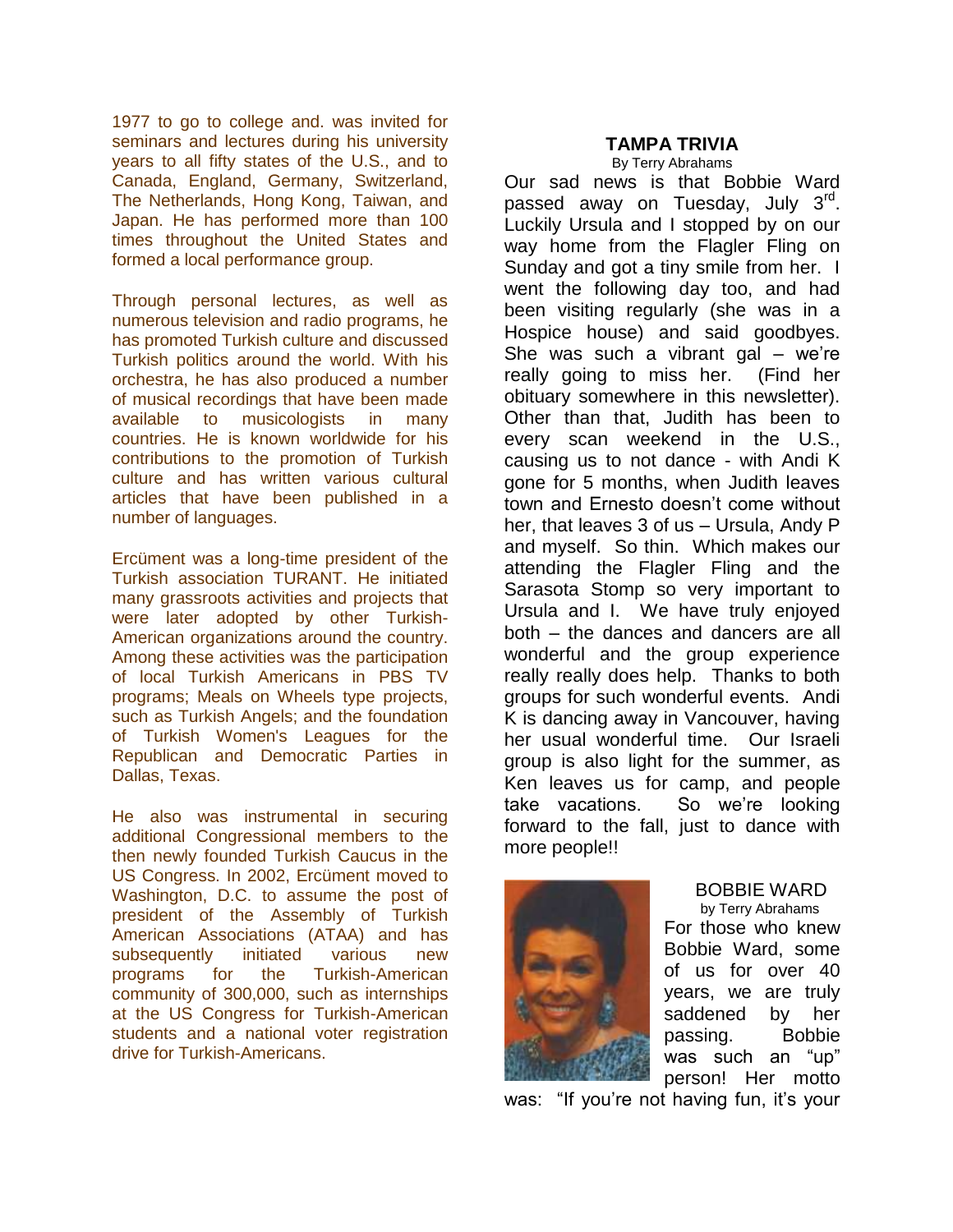1977 to go to college and. was invited for seminars and lectures during his university years to all fifty states of the U.S., and to Canada, England, Germany, Switzerland, The Netherlands, Hong Kong, Taiwan, and Japan. He has performed more than 100 times throughout the United States and formed a local performance group.

Through personal lectures, as well as numerous television and radio programs, he has promoted Turkish culture and discussed Turkish politics around the world. With his orchestra, he has also produced a number of musical recordings that have been made available to musicologists in many countries. He is known worldwide for his contributions to the promotion of Turkish culture and has written various cultural articles that have been published in a number of languages.

Ercüment was a long-time president of the Turkish association TURANT. He initiated many grassroots activities and projects that were later adopted by other Turkish-American organizations around the country. Among these activities was the participation of local Turkish Americans in PBS TV programs; Meals on Wheels type projects, such as Turkish Angels; and the foundation of Turkish Women's Leagues for the Republican and Democratic Parties in Dallas, Texas.

He also was instrumental in securing additional Congressional members to the then newly founded Turkish Caucus in the US Congress. In 2002, Ercüment moved to Washington, D.C. to assume the post of president of the Assembly of Turkish American Associations (ATAA) and has subsequently initiated various new programs for the Turkish-American community of 300,000, such as internships at the US Congress for Turkish-American students and a national voter registration drive for Turkish-Americans.

## TAMPA TRIVIA

By Terry Abrahams

Our sad news is that Bobbie Ward passed away on Tuesday, July 3rd. Luckily Ursula and I stopped by on our way home from the Flagler Fling on Sunday and got a tiny smile from her. I went the following day too, and had been visiting regularly (she was in a Hospice house) and said goodbyes. She was such a vibrant gal – we're really going to miss her. (Find her obituary somewhere in this newsletter). Other than that, Judith has been to every scan weekend in the U.S., causing us to not dance - with Andi K gone for 5 months, when Judith leaves town and Ernesto doesn't come without her, that leaves 3 of us – Ursula, Andy P and myself. So thin. Which makes our attending the Flagler Fling and the Sarasota Stomp so very important to Ursula and I. We have truly enjoyed both – the dances and dancers are all wonderful and the group experience really really does help. Thanks to both groups for such wonderful events. Andi K is dancing away in Vancouver, having her usual wonderful time. Our Israeli group is also light for the summer, as Ken leaves us for camp, and people take vacations. So we're looking forward to the fall, just to dance with more people!!

## BOBBIE WARD

by Terry Abrahams

For those who knew Bobbie Ward, some of us for over 40 years, we are truly saddened by her passing. Bobbie was such an "up" person! Her motto was: "If you're not having fun, it's your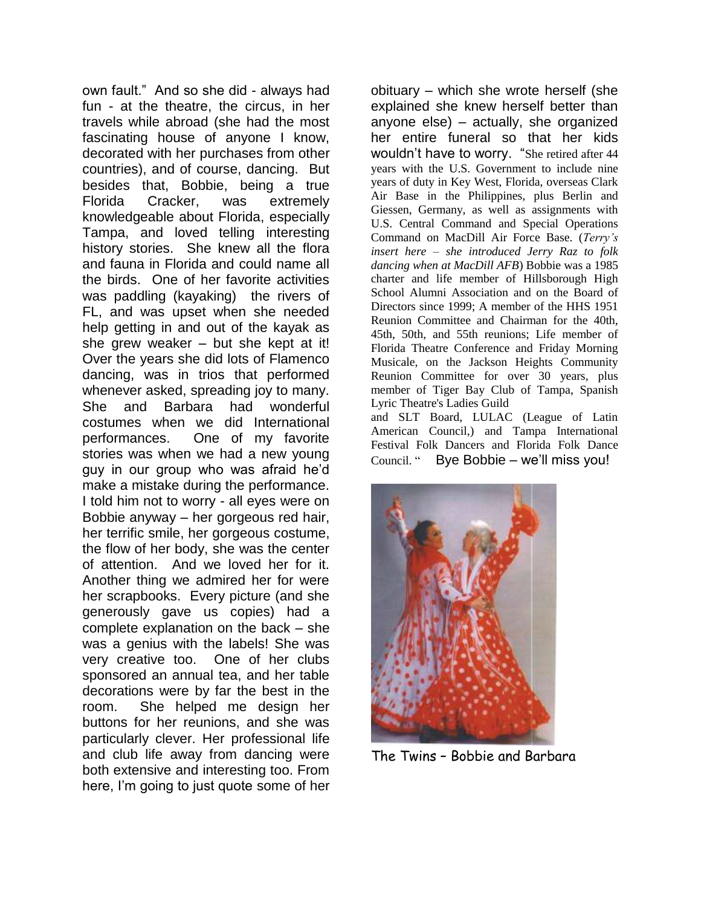own fault." And so she did - always had fun - at the theatre, the circus, in her travels while abroad (she had the most fascinating house of anyone I know, decorated with her purchases from other countries), and of course, dancing. But besides that, Bobbie, being a true Florida Cracker, was extremely knowledgeable about Florida, especially Tampa, and loved telling interesting history stories. She knew all the flora and fauna in Florida and could name all the birds. One of her favorite activities was paddling (kayaking) the rivers of FL, and was upset when she needed help getting in and out of the kayak as she grew weaker – but she kept at it! Over the years she did lots of Flamenco dancing, was in trios that performed whenever asked, spreading joy to many. She and Barbara had wonderful costumes when we did International performances. One of my favorite stories was when we had a new young guy in our group who was afraid he'd make a mistake during the performance. I told him not to worry - all eyes were on Bobbie anyway – her gorgeous red hair, her terrific smile, her gorgeous costume, the flow of her body, she was the center of attention. And we loved her for it. Another thing we admired her for were her scrapbooks. Every picture (and she generously gave us copies) had a complete explanation on the back – she was a genius with the labels! She was very creative too. One of her clubs sponsored an annual tea, and her table decorations were by far the best in the room. She helped me design her buttons for her reunions, and she was particularly clever. Her professional life and club life away from dancing were both extensive and interesting too. From here, I'm going to just quote some of her obituary – which she wrote herself (she explained she knew herself better than anyone else) – actually, she organized her entire funeral so that her kids wouldn't have to worry. "She retired after 44 years with the U.S. Government to include nine years of duty in Key West, Florida, overseas Clark Air Base in the Philippines, plus Berlin and Giessen, Germany, as well as assignments with U.S. Central Command and Special Operations Command on MacDill Air Force Base. (*Terry's insert here – she introduced Jerry Raz to folk dancing when at MacDill AFB*) Bobbie was a 1985 charter and life member of Hillsborough High School Alumni Association and on the Board of Directors since 1999; A member of the HHS 1951 Reunion Committee and Chairman for the 40th, 45th, 50th, and 55th reunions; Life member of Florida Theatre Conference and Friday Morning Musicale, on the Jackson Heights Community Reunion Committee for over 30 years, plus member of Tiger Bay Club of Tampa, Spanish Lyric Theatre's Ladies Guild and SLT Board, LULAC (League of Latin American Council,) and Tampa International Festival Folk Dancers and Florida Folk Dance Council. " Bye Bobbie – we'll miss you!

The Twins – Bobbie and Barbara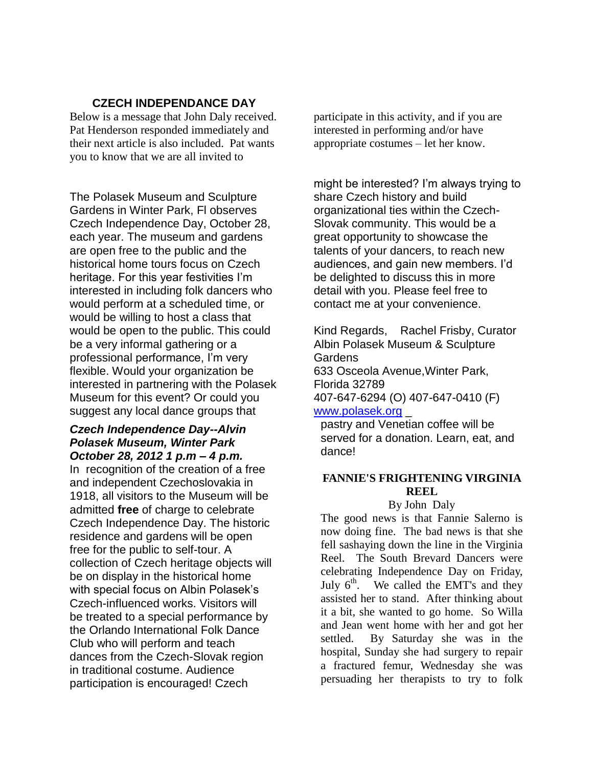## CZECH INDEPENDANCE DAY

Below is a message that John Daly received. Pat Henderson responded immediately and their next article is also included. Pat wants you to know that we are all invited to participate in this activity, and if you are interested in performing and/or have appropriate costumes – let her know.

The Polasek Museum and Sculpture Gardens in Winter Park, Fl observes Czech Independence Day, October 28, each year. The museum and gardens are open free to the public and the historical home tours focus on Czech heritage. For this year festivities I'm interested in including folk dancers who would perform at a scheduled time, or would be willing to host a class that would be open to the public. This could be a very informal gathering or a professional performance, I'm very flexible. Would your organization be interested in partnering with the Polasek Museum for this event? Or could you suggest any local dance groups that might be interested? I'm always trying to share Czech history and build organizational ties within the Czech-Slovak community. This would be a great opportunity to showcase the talents of your dancers, to reach new audiences, and gain new members. I'd be delighted to discuss this in more detail with you. Please feel free to contact me at your convenience.

Kind Regards, Rachel Frisby, Curator
Albin Polasek Museum & Sculpture Gardens
633 Osceola Avenue,Winter Park, Florida 32789
407-647-6294 (O) 407-647-0410 (F)
www.polasek.org

***Czech Independence Day--Alvin Polasek Museum, Winter Park October 28, 2012 1 p.m – 4 p.m.***

In recognition of the creation of a free and independent Czechoslovakia in 1918, all visitors to the Museum will be admitted **free** of charge to celebrate Czech Independence Day. The historic residence and gardens will be open free for the public to self-tour. A collection of Czech heritage objects will be on display in the historical home with special focus on Albin Polasek's Czech-influenced works. Visitors will be treated to a special performance by the Orlando International Folk Dance Club who will perform and teach dances from the Czech-Slovak region in traditional costume. Audience participation is encouraged! Czech pastry and Venetian coffee will be served for a donation. Learn, eat, and dance!

## FANNIE'S FRIGHTENING VIRGINIA REEL

By John Daly

The good news is that Fannie Salerno is now doing fine. The bad news is that she fell sashaying down the line in the Virginia Reel. The South Brevard Dancers were celebrating Independence Day on Friday, July 6th. We called the EMT's and they assisted her to stand. After thinking about it a bit, she wanted to go home. So Willa and Jean went home with her and got her settled. By Saturday she was in the hospital, Sunday she had surgery to repair a fractured femur, Wednesday she was persuading her therapists to try to folk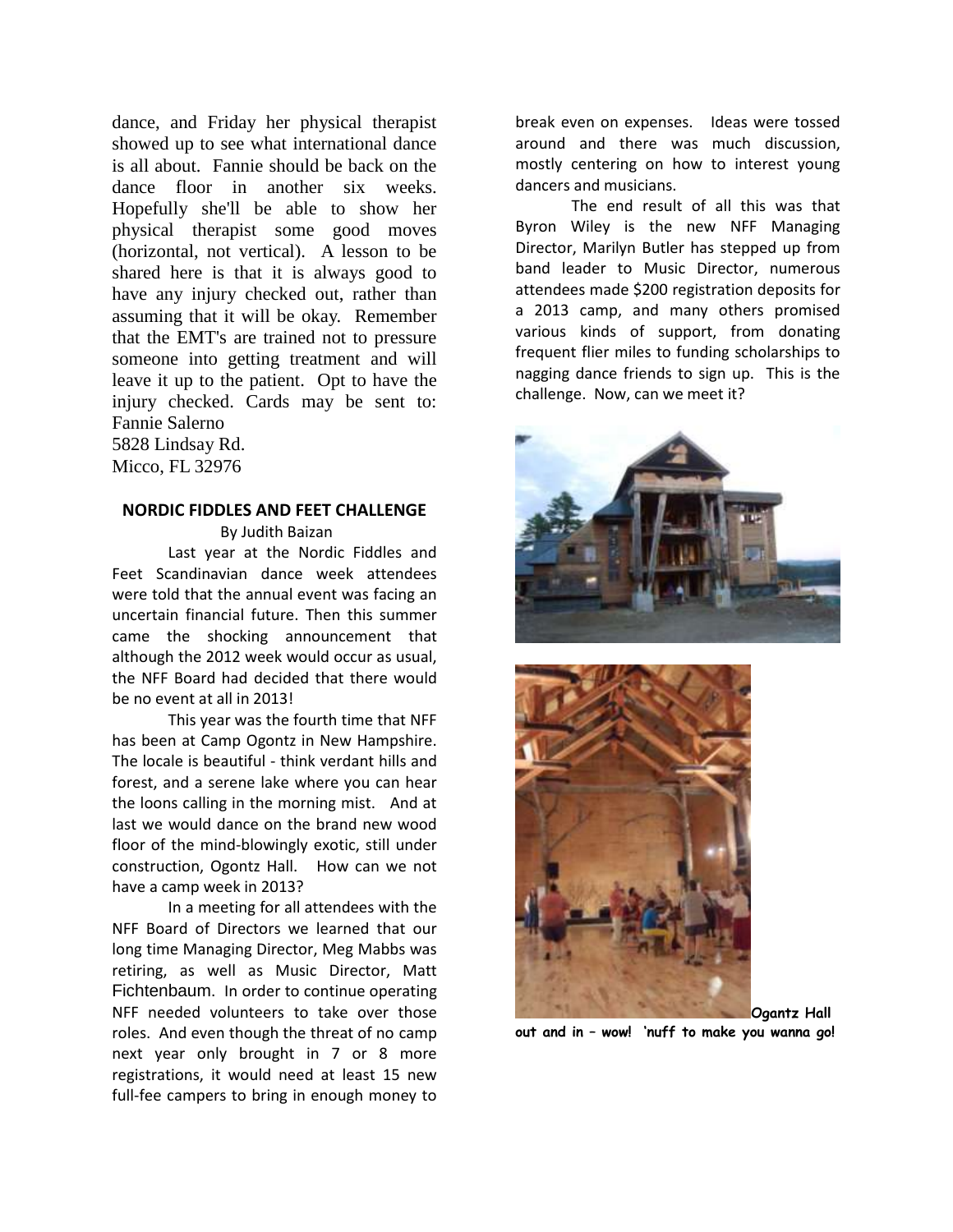dance, and Friday her physical therapist showed up to see what international dance is all about. Fannie should be back on the dance floor in another six weeks. Hopefully she'll be able to show her physical therapist some good moves (horizontal, not vertical). A lesson to be shared here is that it is always good to have any injury checked out, rather than assuming that it will be okay. Remember that the EMT's are trained not to pressure someone into getting treatment and will leave it up to the patient. Opt to have the injury checked. Cards may be sent to:

Fannie Salerno
5828 Lindsay Rd.
Micco, FL 32976

## NORDIC FIDDLES AND FEET CHALLENGE

By Judith Baizan

Last year at the Nordic Fiddles and Feet Scandinavian dance week attendees were told that the annual event was facing an uncertain financial future. Then this summer came the shocking announcement that although the 2012 week would occur as usual, the NFF Board had decided that there would be no event at all in 2013!

This year was the fourth time that NFF has been at Camp Ogontz in New Hampshire. The locale is beautiful - think verdant hills and forest, and a serene lake where you can hear the loons calling in the morning mist. And at last we would dance on the brand new wood floor of the mind-blowingly exotic, still under construction, Ogontz Hall. How can we not have a camp week in 2013?

In a meeting for all attendees with the NFF Board of Directors we learned that our long time Managing Director, Meg Mabbs was retiring, as well as Music Director, Matt Fichtenbaum. In order to continue operating NFF needed volunteers to take over those roles. And even though the threat of no camp next year only brought in 7 or 8 more registrations, it would need at least 15 new full-fee campers to bring in enough money to break even on expenses. Ideas were tossed around and there was much discussion, mostly centering on how to interest young dancers and musicians.

The end result of all this was that Byron Wiley is the new NFF Managing Director, Marilyn Butler has stepped up from band leader to Music Director, numerous attendees made $200 registration deposits for a 2013 camp, and many others promised various kinds of support, from donating frequent flier miles to funding scholarships to nagging dance friends to sign up. This is the challenge. Now, can we meet it?

**Ogantz Hall out and in – wow! 'nuff to make you wanna go!**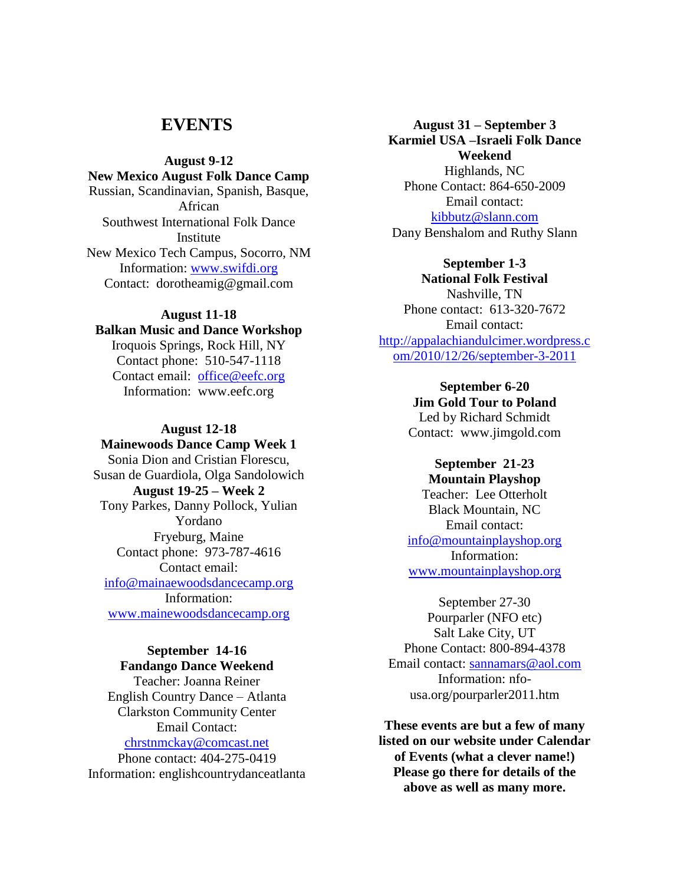# EVENTS

**August 9-12**
**New Mexico August Folk Dance Camp**
Russian, Scandinavian, Spanish, Basque, African
Southwest International Folk Dance Institute
New Mexico Tech Campus, Socorro, NM
Information: www.swifdi.org
Contact: dorotheamig@gmail.com

**August 11-18**
**Balkan Music and Dance Workshop**
Iroquois Springs, Rock Hill, NY
Contact phone: 510-547-1118
Contact email: office@eefc.org
Information: www.eefc.org

**August 12-18**
**Mainewoods Dance Camp Week 1**
Sonia Dion and Cristian Florescu, Susan de Guardiola, Olga Sandolowich
**August 19-25 – Week 2**
Tony Parkes, Danny Pollock, Yulian Yordano
Fryeburg, Maine
Contact phone: 973-787-4616
Contact email:
info@mainaewoodsdancecamp.org
Information:
www.mainewoodsdancecamp.org

**September 14-16**
**Fandango Dance Weekend**
Teacher: Joanna Reiner
English Country Dance – Atlanta
Clarkston Community Center
Email Contact:
chrstnmckay@comcast.net
Phone contact: 404-275-0419
Information: englishcountrydanceatlanta

**August 31 – September 3**
**Karmiel USA –Israeli Folk Dance Weekend**
Highlands, NC
Phone Contact: 864-650-2009
Email contact:
kibbutz@slann.com
Dany Benshalom and Ruthy Slann

**September 1-3**
**National Folk Festival**
Nashville, TN
Phone contact: 613-320-7672
Email contact:
http://appalachiandulcimer.wordpress.com/2010/12/26/september-3-2011

**September 6-20**
**Jim Gold Tour to Poland**
Led by Richard Schmidt
Contact: www.jimgold.com

**September 21-23**
**Mountain Playshop**
Teacher: Lee Otterholt
Black Mountain, NC
Email contact:
info@mountainplayshop.org
Information:
www.mountainplayshop.org

September 27-30
Pourparler (NFO etc)
Salt Lake City, UT
Phone Contact: 800-894-4378
Email contact: sannamars@aol.com
Information: nfo-usa.org/pourparler2011.htm

**These events are but a few of many listed on our website under Calendar of Events (what a clever name!) Please go there for details of the above as well as many more.**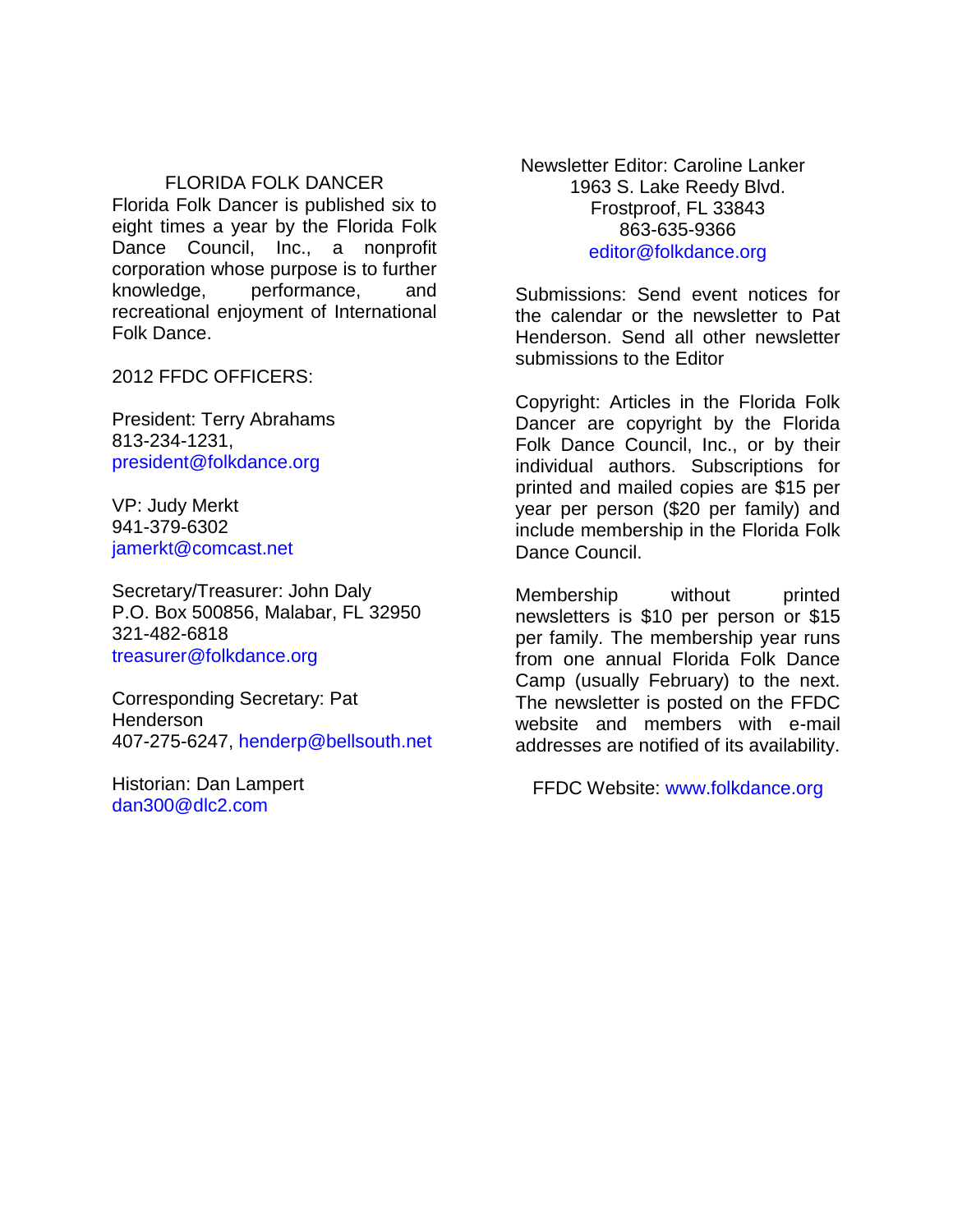## FLORIDA FOLK DANCER

Florida Folk Dancer is published six to eight times a year by the Florida Folk Dance Council, Inc., a nonprofit corporation whose purpose is to further knowledge, performance, and recreational enjoyment of International Folk Dance.

2012 FFDC OFFICERS:

President: Terry Abrahams
813-234-1231,
president@folkdance.org

VP: Judy Merkt
941-379-6302
jamerkt@comcast.net

Secretary/Treasurer: John Daly
P.O. Box 500856, Malabar, FL 32950
321-482-6818
treasurer@folkdance.org

Corresponding Secretary: Pat Henderson
407-275-6247, henderp@bellsouth.net

Historian: Dan Lampert
dan300@dlc2.com

Newsletter Editor: Caroline Lanker
1963 S. Lake Reedy Blvd.
Frostproof, FL 33843
863-635-9366
editor@folkdance.org

Submissions: Send event notices for the calendar or the newsletter to Pat Henderson. Send all other newsletter submissions to the Editor

Copyright: Articles in the Florida Folk Dancer are copyright by the Florida Folk Dance Council, Inc., or by their individual authors. Subscriptions for printed and mailed copies are $15 per year per person ($20 per family) and include membership in the Florida Folk Dance Council.

Membership without printed newsletters is $10 per person or $15 per family. The membership year runs from one annual Florida Folk Dance Camp (usually February) to the next. The newsletter is posted on the FFDC website and members with e-mail addresses are notified of its availability.

FFDC Website: www.folkdance.org